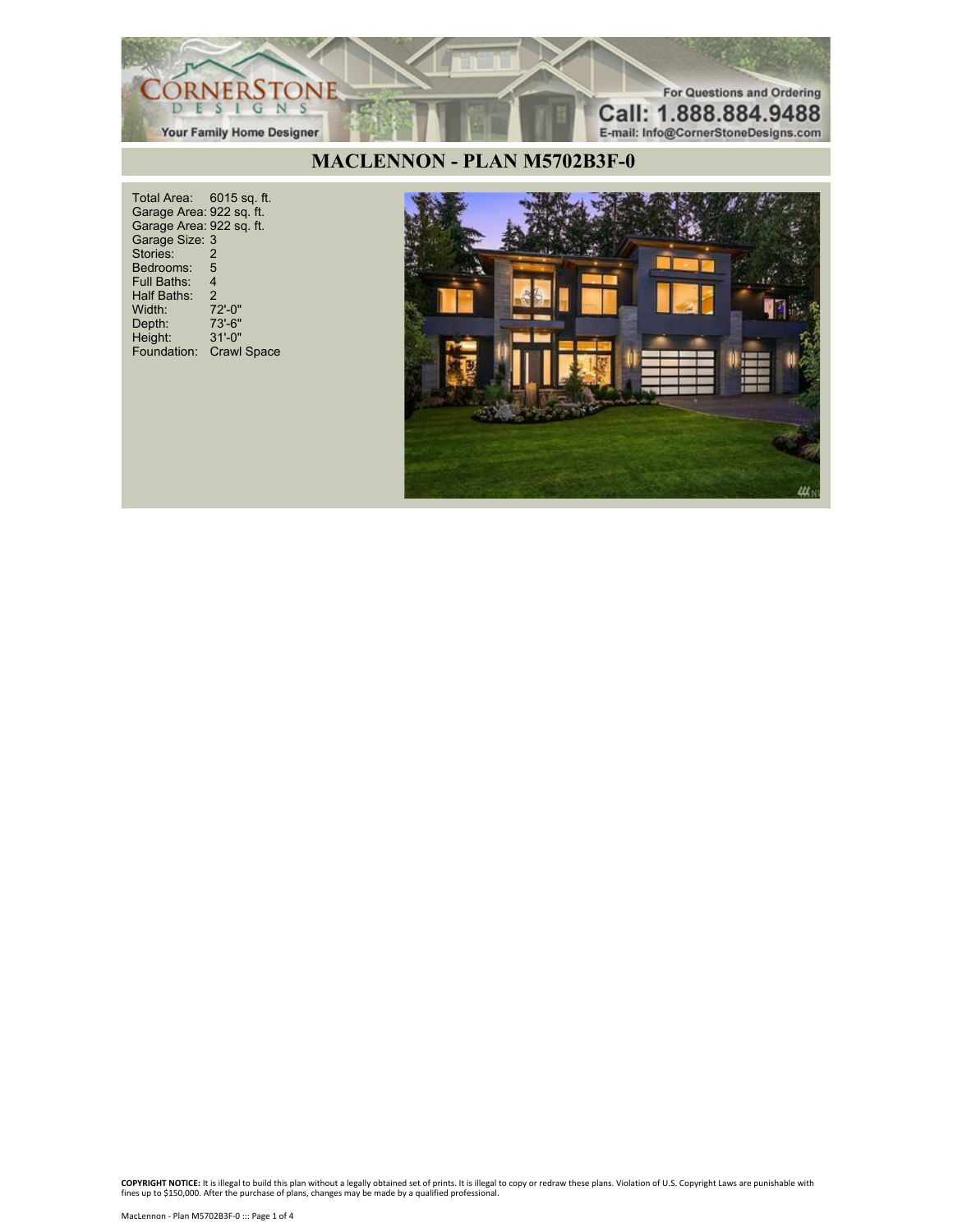CORNERSTONE DESIGNS
Your Family Home Designer

For Questions and Ordering
Call: 1.888.884.9488
E-mail: Info@CornerStoneDesigns.com

# MACLENNON - PLAN M5702B3F-0

| | |
|---|---|
| Total Area: | 6015 sq. ft. |
| Garage Area: | 922 sq. ft. |
| Garage Area: | 922 sq. ft. |
| Garage Size: | 3 |
| Stories: | 2 |
| Bedrooms: | 5 |
| Full Baths: | 4 |
| Half Baths: | 2 |
| Width: | 72'-0" |
| Depth: | 73'-6" |
| Height: | 31'-0" |
| Foundation: | Crawl Space |

**COPYRIGHT NOTICE:** It is illegal to build this plan without a legally obtained set of prints. It is illegal to copy or redraw these plans. Violation of U.S. Copyright Laws are punishable with fines up to $150,000. After the purchase of plans, changes may be made by a qualified professional.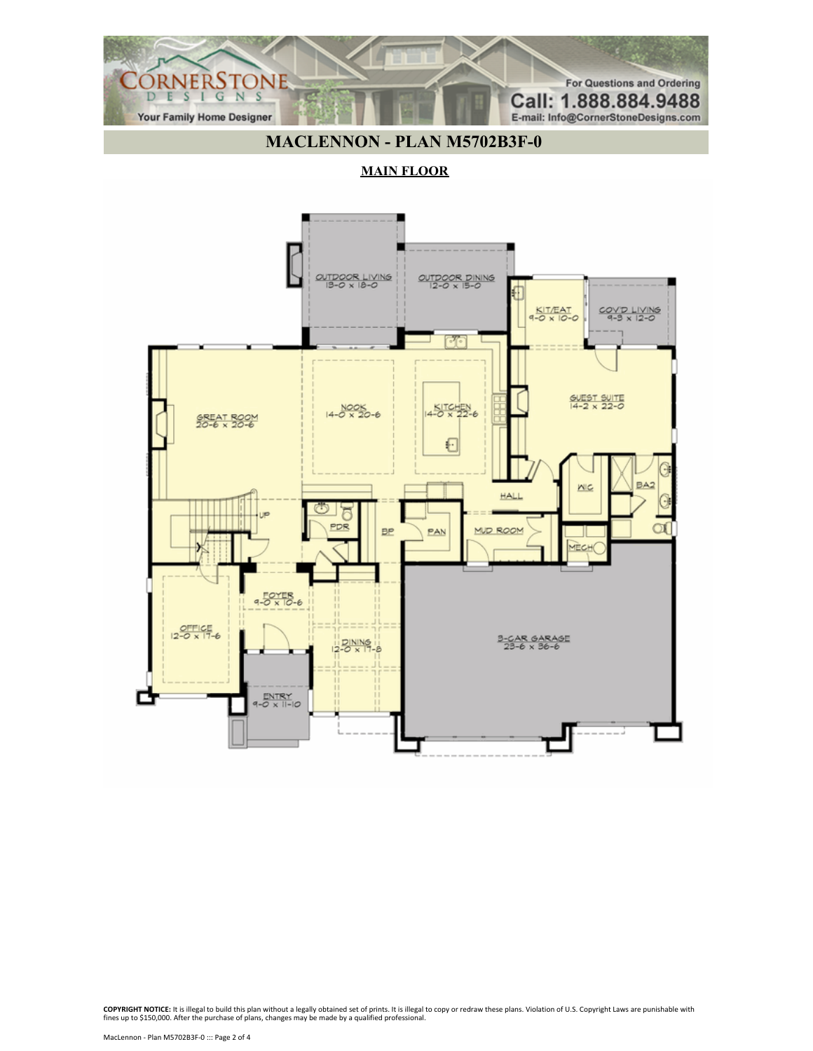## MACLENNON - PLAN M5702B3F-0

**MAIN FLOOR**

OUTDOOR LIVING
13-0 x 18-0

OUTDOOR DINING
12-0 x 15-0

KIT/EAT
9-0 x 10-0

COV'D LIVING
9-3 x 12-0

GREAT ROOM
20-6 x 20-6

NOOK
14-0 x 20-6

KITCHEN
14-0 x 22-6

GUEST SUITE
14-2 x 22-0

HALL

WIC

BA2

UP

PDR

BP

PAN

MUD ROOM

MECH

FOYER
9-0 x 10-6

OFFICE
12-0 x 17-6

DINING
12-0 x 17-8

3-CAR GARAGE
23-6 x 36-6

ENTRY
9-0 x 11-10

**COPYRIGHT NOTICE:** It is illegal to build this plan without a legally obtained set of prints. It is illegal to copy or redraw these plans. Violation of U.S. Copyright Laws are punishable with fines up to $150,000. After the purchase of plans, changes may be made by a qualified professional.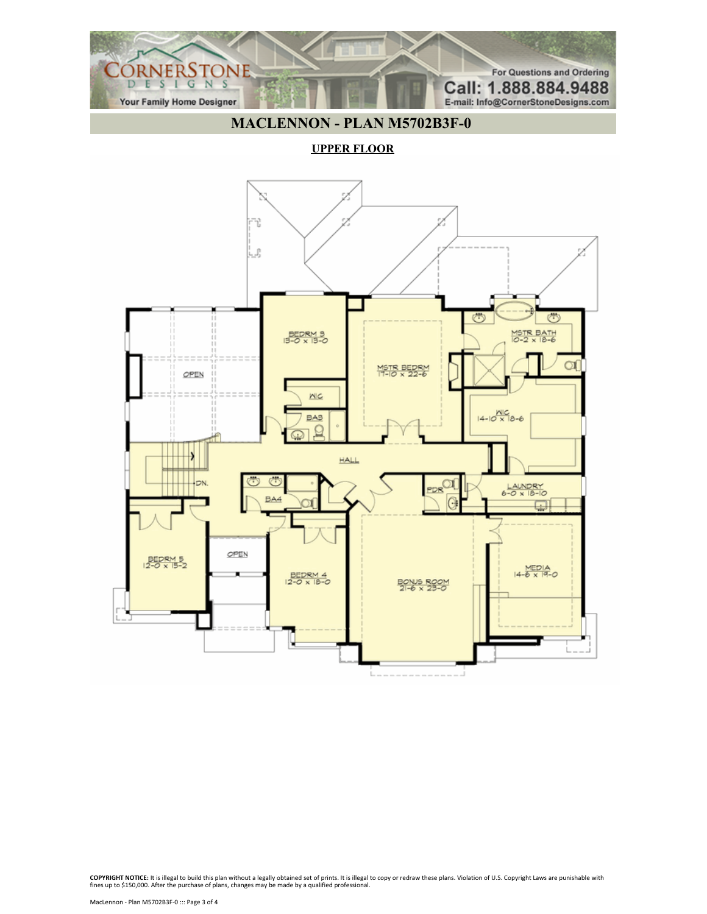# MACLENNON - PLAN M5702B3F-0

**UPPER FLOOR**

OPEN

BEDRM 3
13-0 x 13-0

WIC

BA3

MSTR BEDRM
17-10 x 22-6

MSTR BATH
10-2 x 18-6

WIC
14-10 x 18-6

HALL

DN.

BA4

PDR

LAUNDRY
6-0 x 18-10

BEDRM 5
12-0 x 15-2

OPEN

BEDRM 4
12-0 x 18-0

BONUS ROOM
21-6 x 23-0

MEDIA
14-6 x 19-0

**COPYRIGHT NOTICE:** It is illegal to build this plan without a legally obtained set of prints. It is illegal to copy or redraw these plans. Violation of U.S. Copyright Laws are punishable with fines up to $150,000. After the purchase of plans, changes may be made by a qualified professional.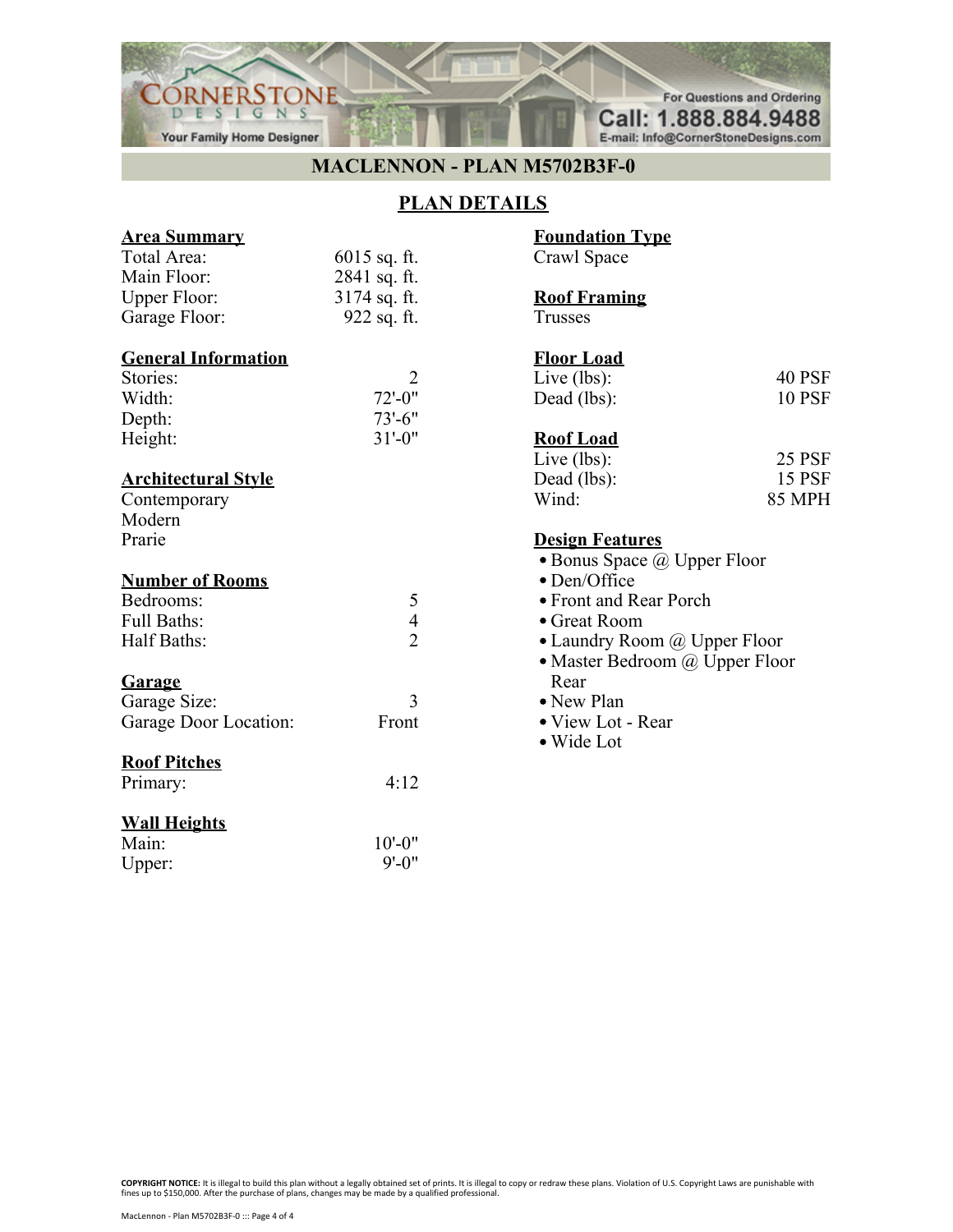# MACLENNON - PLAN M5702B3F-0

## PLAN DETAILS

### Area Summary

| | |
|---|---|
| Total Area: | 6015 sq. ft. |
| Main Floor: | 2841 sq. ft. |
| Upper Floor: | 3174 sq. ft. |
| Garage Floor: | 922 sq. ft. |

### General Information

| | |
|---|---|
| Stories: | 2 |
| Width: | 72'-0" |
| Depth: | 73'-6" |
| Height: | 31'-0" |

### Architectural Style

Contemporary
Modern
Prarie

### Number of Rooms

| | |
|---|---|
| Bedrooms: | 5 |
| Full Baths: | 4 |
| Half Baths: | 2 |

### Garage

| | |
|---|---|
| Garage Size: | 3 |
| Garage Door Location: | Front |

### Roof Pitches

| | |
|---|---|
| Primary: | 4:12 |

### Wall Heights

| | |
|---|---|
| Main: | 10'-0" |
| Upper: | 9'-0" |

### Foundation Type

Crawl Space

### Roof Framing

Trusses

### Floor Load

| | |
|---|---|
| Live (lbs): | 40 PSF |
| Dead (lbs): | 10 PSF |

### Roof Load

| | |
|---|---|
| Live (lbs): | 25 PSF |
| Dead (lbs): | 15 PSF |
| Wind: | 85 MPH |

### Design Features

- Bonus Space @ Upper Floor
- Den/Office
- Front and Rear Porch
- Great Room
- Laundry Room @ Upper Floor
- Master Bedroom @ Upper Floor Rear
- New Plan
- View Lot - Rear
- Wide Lot

**COPYRIGHT NOTICE:** It is illegal to build this plan without a legally obtained set of prints. It is illegal to copy or redraw these plans. Violation of U.S. Copyright Laws are punishable with fines up to $150,000. After the purchase of plans, changes may be made by a qualified professional.